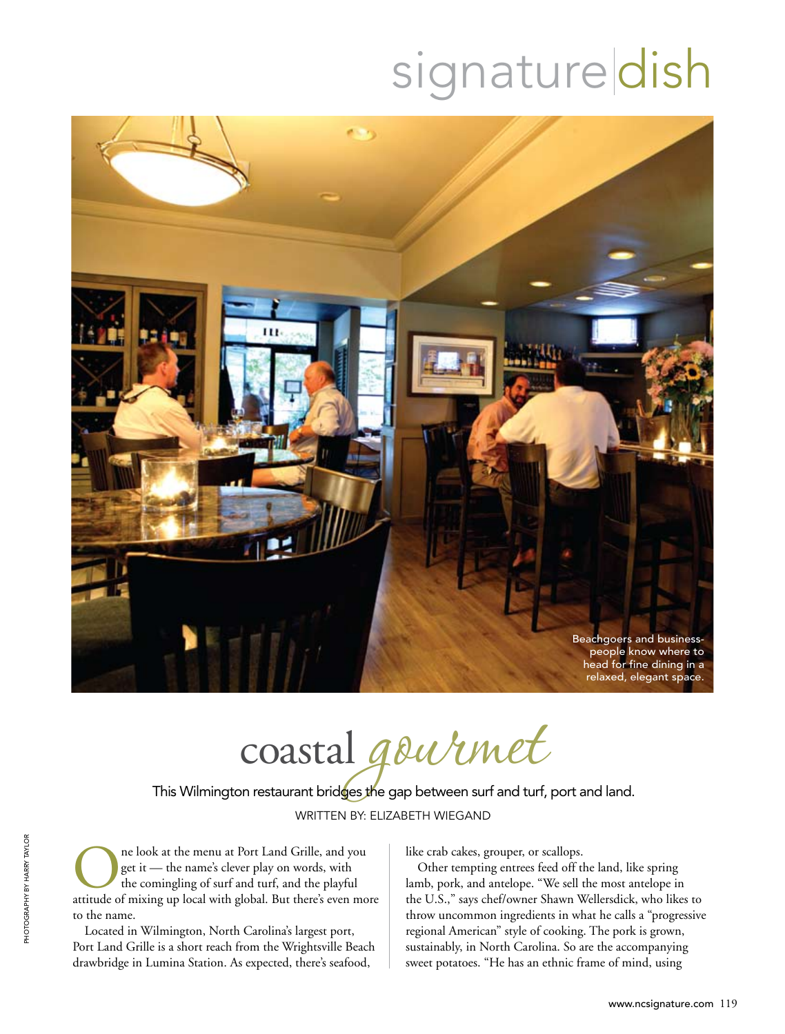signature|dish

Beachgoers and business-people know where to head for fine dining in a relaxed, elegant space.

# coastal *gourmet*

This Wilmington restaurant bridges the gap between surf and turf, port and land.

WRITTEN BY: ELIZABETH WIEGAND

PHOTOGRAPHY BY HARRY TAYLOR

One look at the menu at Port Land Grille, and you get it — the name's clever play on words, with the comingling of surf and turf, and the playful attitude of mixing up local with global. But there's even more to the name.

Located in Wilmington, North Carolina's largest port, Port Land Grille is a short reach from the Wrightsville Beach drawbridge in Lumina Station. As expected, there's seafood, like crab cakes, grouper, or scallops.

Other tempting entrees feed off the land, like spring lamb, pork, and antelope. "We sell the most antelope in the U.S.," says chef/owner Shawn Wellersdick, who likes to throw uncommon ingredients in what he calls a "progressive regional American" style of cooking. The pork is grown, sustainably, in North Carolina. So are the accompanying sweet potatoes. "He has an ethnic frame of mind, using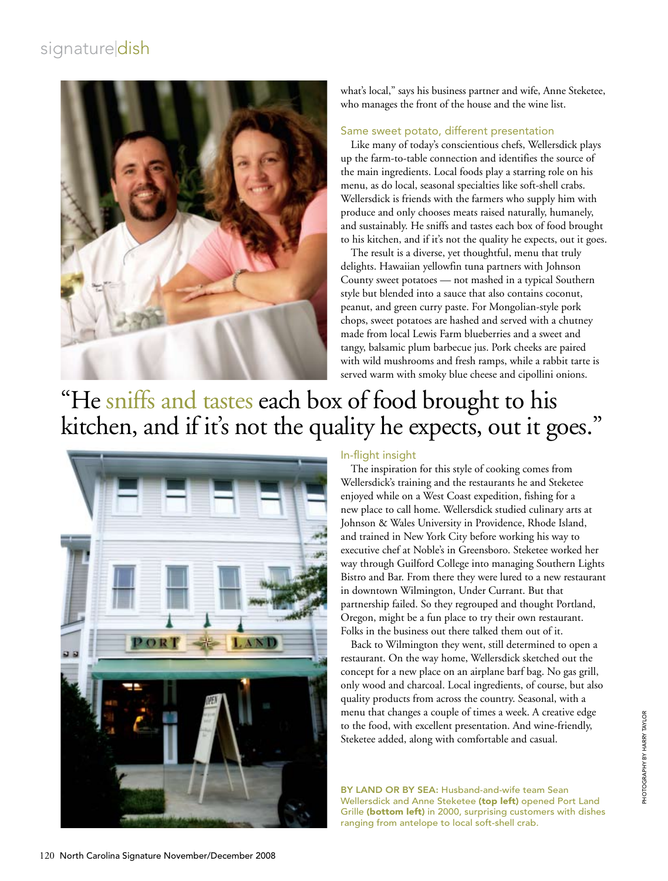what's local," says his business partner and wife, Anne Steketee, who manages the front of the house and the wine list.

### Same sweet potato, different presentation

Like many of today's conscientious chefs, Wellersdick plays up the farm-to-table connection and identifies the source of the main ingredients. Local foods play a starring role on his menu, as do local, seasonal specialties like soft-shell crabs. Wellersdick is friends with the farmers who supply him with produce and only chooses meats raised naturally, humanely, and sustainably. He sniffs and tastes each box of food brought to his kitchen, and if it's not the quality he expects, out it goes.

The result is a diverse, yet thoughtful, menu that truly delights. Hawaiian yellowfin tuna partners with Johnson County sweet potatoes — not mashed in a typical Southern style but blended into a sauce that also contains coconut, peanut, and green curry paste. For Mongolian-style pork chops, sweet potatoes are hashed and served with a chutney made from local Lewis Farm blueberries and a sweet and tangy, balsamic plum barbecue jus. Pork cheeks are paired with wild mushrooms and fresh ramps, while a rabbit tarte is served warm with smoky blue cheese and cipollini onions.

> "He sniffs and tastes each box of food brought to his kitchen, and if it's not the quality he expects, out it goes."

### In-flight insight

The inspiration for this style of cooking comes from Wellersdick's training and the restaurants he and Steketee enjoyed while on a West Coast expedition, fishing for a new place to call home. Wellersdick studied culinary arts at Johnson & Wales University in Providence, Rhode Island, and trained in New York City before working his way to executive chef at Noble's in Greensboro. Steketee worked her way through Guilford College into managing Southern Lights Bistro and Bar. From there they were lured to a new restaurant in downtown Wilmington, Under Currant. But that partnership failed. So they regrouped and thought Portland, Oregon, might be a fun place to try their own restaurant. Folks in the business out there talked them out of it.

Back to Wilmington they went, still determined to open a restaurant. On the way home, Wellersdick sketched out the concept for a new place on an airplane barf bag. No gas grill, only wood and charcoal. Local ingredients, of course, but also quality products from across the country. Seasonal, with a menu that changes a couple of times a week. A creative edge to the food, with excellent presentation. And wine-friendly, Steketee added, along with comfortable and casual.

**BY LAND OR BY SEA:** Husband-and-wife team Sean Wellersdick and Anne Steketee **(top left)** opened Port Land Grille **(bottom left)** in 2000, surprising customers with dishes ranging from antelope to local soft-shell crab.

PHOTOGRAPHY BY HARRY TAYLOR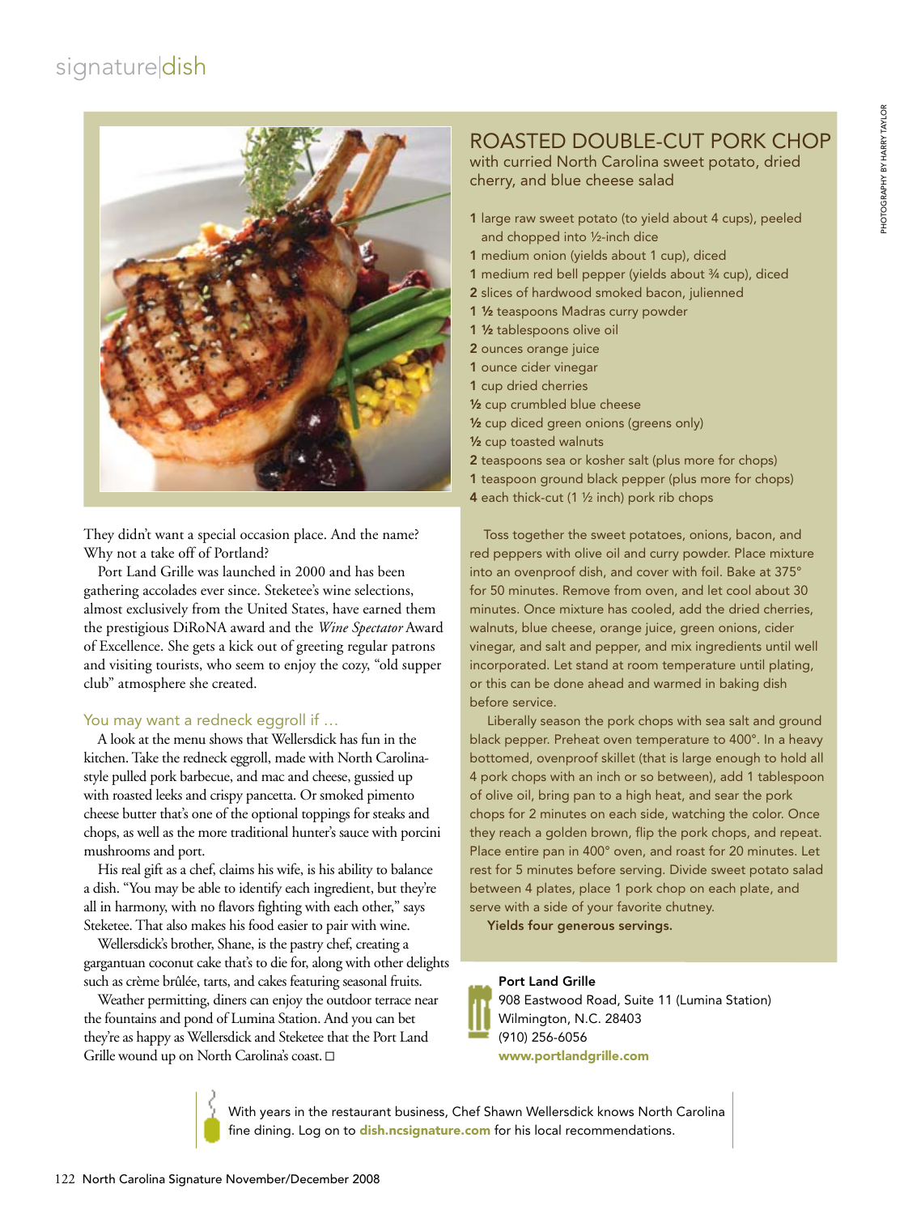signature|dish

They didn't want a special occasion place. And the name? Why not a take off of Portland?

Port Land Grille was launched in 2000 and has been gathering accolades ever since. Steketee's wine selections, almost exclusively from the United States, have earned them the prestigious DiRoNA award and the *Wine Spectator* Award of Excellence. She gets a kick out of greeting regular patrons and visiting tourists, who seem to enjoy the cozy, "old supper club" atmosphere she created.

## You may want a redneck eggroll if …

A look at the menu shows that Wellersdick has fun in the kitchen. Take the redneck eggroll, made with North Carolina-style pulled pork barbecue, and mac and cheese, gussied up with roasted leeks and crispy pancetta. Or smoked pimento cheese butter that's one of the optional toppings for steaks and chops, as well as the more traditional hunter's sauce with porcini mushrooms and port.

His real gift as a chef, claims his wife, is his ability to balance a dish. "You may be able to identify each ingredient, but they're all in harmony, with no flavors fighting with each other," says Steketee. That also makes his food easier to pair with wine.

Wellersdick's brother, Shane, is the pastry chef, creating a gargantuan coconut cake that's to die for, along with other delights such as crème brûlée, tarts, and cakes featuring seasonal fruits.

Weather permitting, diners can enjoy the outdoor terrace near the fountains and pond of Lumina Station. And you can bet they're as happy as Wellersdick and Steketee that the Port Land Grille wound up on North Carolina's coast. □

# ROASTED DOUBLE-CUT PORK CHOP

with curried North Carolina sweet potato, dried cherry, and blue cheese salad

- **1** large raw sweet potato (to yield about 4 cups), peeled and chopped into ½-inch dice
- **1** medium onion (yields about 1 cup), diced
- **1** medium red bell pepper (yields about ¾ cup), diced
- **2** slices of hardwood smoked bacon, julienned
- **1 ½** teaspoons Madras curry powder
- **1 ½** tablespoons olive oil
- **2** ounces orange juice
- **1** ounce cider vinegar
- **1** cup dried cherries
- **½** cup crumbled blue cheese
- **½** cup diced green onions (greens only)
- **½** cup toasted walnuts
- **2** teaspoons sea or kosher salt (plus more for chops)
- **1** teaspoon ground black pepper (plus more for chops)
- **4** each thick-cut (1 ½ inch) pork rib chops

Toss together the sweet potatoes, onions, bacon, and red peppers with olive oil and curry powder. Place mixture into an ovenproof dish, and cover with foil. Bake at 375° for 50 minutes. Remove from oven, and let cool about 30 minutes. Once mixture has cooled, add the dried cherries, walnuts, blue cheese, orange juice, green onions, cider vinegar, and salt and pepper, and mix ingredients until well incorporated. Let stand at room temperature until plating, or this can be done ahead and warmed in baking dish before service.

Liberally season the pork chops with sea salt and ground black pepper. Preheat oven temperature to 400°. In a heavy bottomed, ovenproof skillet (that is large enough to hold all 4 pork chops with an inch or so between), add 1 tablespoon of olive oil, bring pan to a high heat, and sear the pork chops for 2 minutes on each side, watching the color. Once they reach a golden brown, flip the pork chops, and repeat. Place entire pan in 400° oven, and roast for 20 minutes. Let rest for 5 minutes before serving. Divide sweet potato salad between 4 plates, place 1 pork chop on each plate, and serve with a side of your favorite chutney.

**Yields four generous servings.**

**Port Land Grille**
908 Eastwood Road, Suite 11 (Lumina Station)
Wilmington, N.C. 28403
(910) 256-6056
**www.portlandgrille.com**

PHOTOGRAPHY BY HARRY TAYLOR

With years in the restaurant business, Chef Shawn Wellersdick knows North Carolina fine dining. Log on to **dish.ncsignature.com** for his local recommendations.